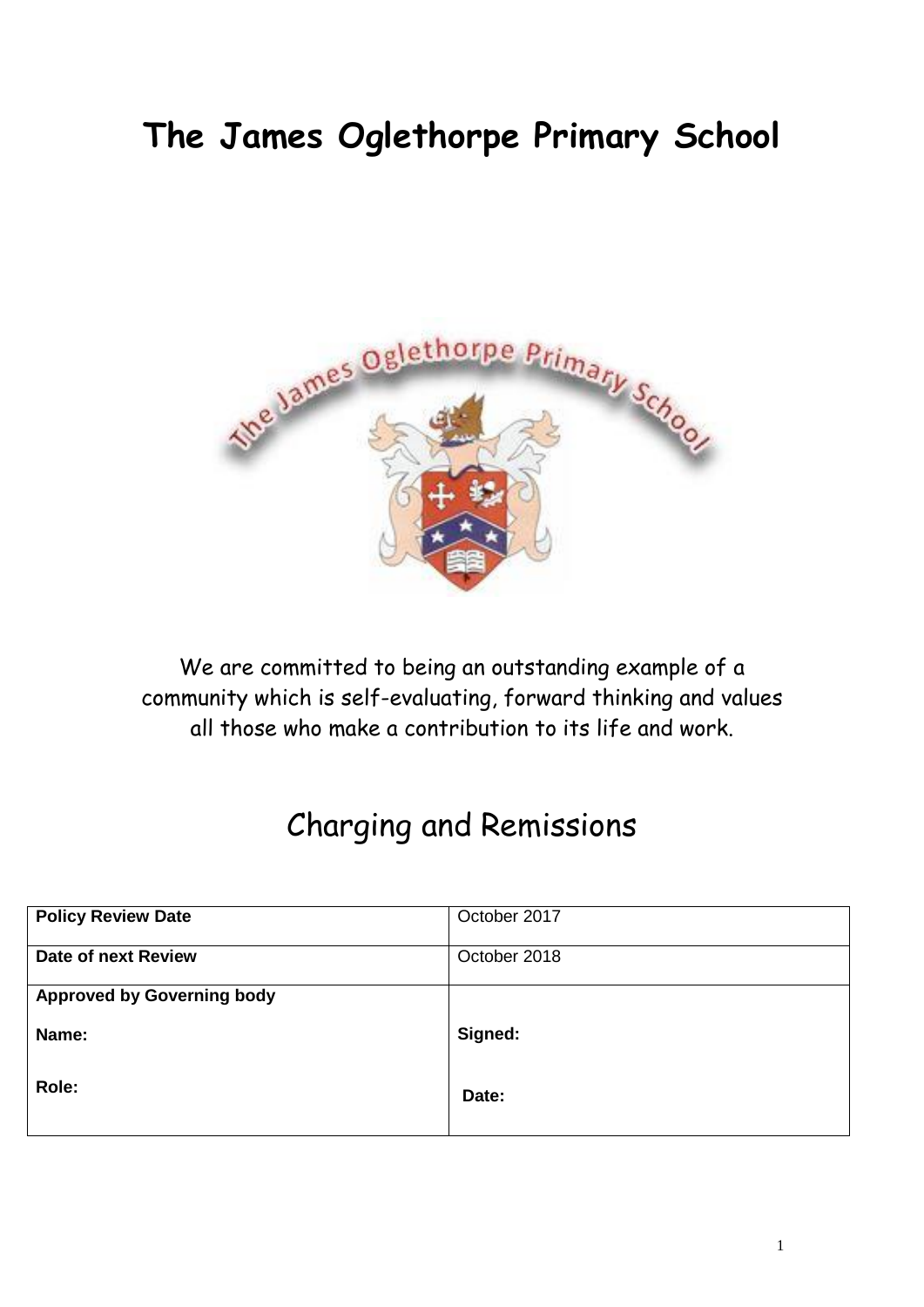# The James Oglethorpe Primary School

We are committed to being an outstanding example of a community which is self-evaluating, forward thinking and values all those who make a contribution to its life and work.

## Charging and Remissions

| **Policy Review Date** | October 2017 |
|---|---|
| **Date of next Review** | October 2018 |
| **Approved by Governing body**<br><br>**Name:**<br><br>**Role:** | <br><br>**Signed:**<br><br>**Date:** |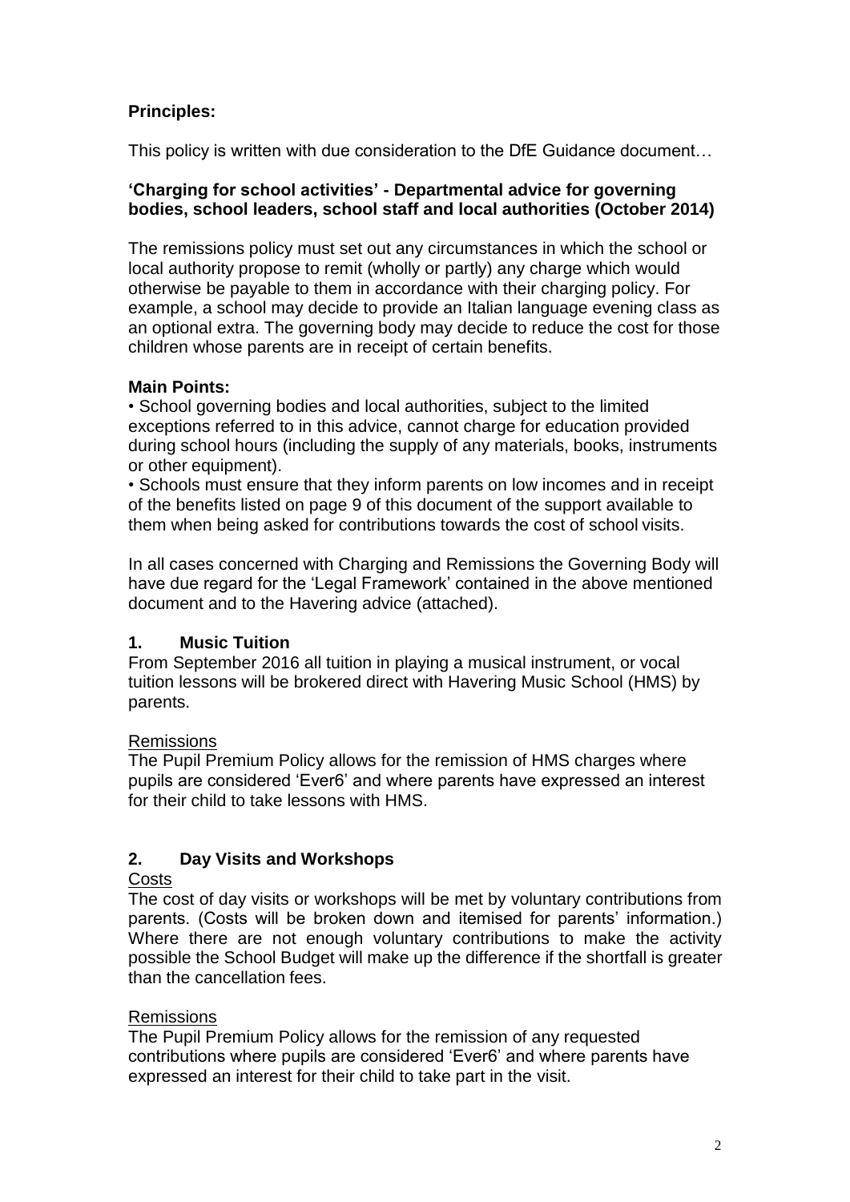**Principles:**

This policy is written with due consideration to the DfE Guidance document…

**'Charging for school activities' - Departmental advice for governing bodies, school leaders, school staff and local authorities (October 2014)**

The remissions policy must set out any circumstances in which the school or local authority propose to remit (wholly or partly) any charge which would otherwise be payable to them in accordance with their charging policy. For example, a school may decide to provide an Italian language evening class as an optional extra. The governing body may decide to reduce the cost for those children whose parents are in receipt of certain benefits.

**Main Points:**

- School governing bodies and local authorities, subject to the limited exceptions referred to in this advice, cannot charge for education provided during school hours (including the supply of any materials, books, instruments or other equipment).
- Schools must ensure that they inform parents on low incomes and in receipt of the benefits listed on page 9 of this document of the support available to them when being asked for contributions towards the cost of school visits.

In all cases concerned with Charging and Remissions the Governing Body will have due regard for the 'Legal Framework' contained in the above mentioned document and to the Havering advice (attached).

## 1. Music Tuition

From September 2016 all tuition in playing a musical instrument, or vocal tuition lessons will be brokered direct with Havering Music School (HMS) by parents.

Remissions

The Pupil Premium Policy allows for the remission of HMS charges where pupils are considered 'Ever6' and where parents have expressed an interest for their child to take lessons with HMS.

## 2. Day Visits and Workshops

Costs

The cost of day visits or workshops will be met by voluntary contributions from parents. (Costs will be broken down and itemised for parents' information.) Where there are not enough voluntary contributions to make the activity possible the School Budget will make up the difference if the shortfall is greater than the cancellation fees.

Remissions

The Pupil Premium Policy allows for the remission of any requested contributions where pupils are considered 'Ever6' and where parents have expressed an interest for their child to take part in the visit.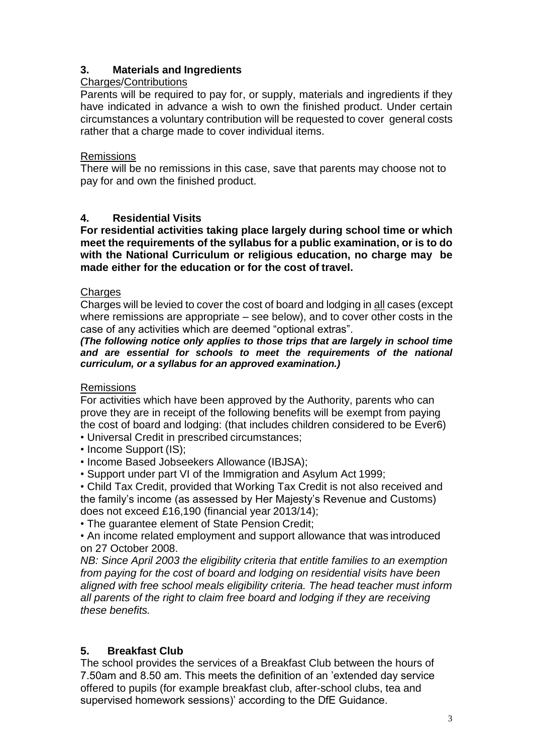## 3. Materials and Ingredients

Charges/Contributions

Parents will be required to pay for, or supply, materials and ingredients if they have indicated in advance a wish to own the finished product. Under certain circumstances a voluntary contribution will be requested to cover general costs rather that a charge made to cover individual items.

Remissions

There will be no remissions in this case, save that parents may choose not to pay for and own the finished product.

## 4. Residential Visits

**For residential activities taking place largely during school time or which meet the requirements of the syllabus for a public examination, or is to do with the National Curriculum or religious education, no charge may be made either for the education or for the cost of travel.**

Charges

Charges will be levied to cover the cost of board and lodging in all cases (except where remissions are appropriate – see below), and to cover other costs in the case of any activities which are deemed "optional extras".

***(The following notice only applies to those trips that are largely in school time and are essential for schools to meet the requirements of the national curriculum, or a syllabus for an approved examination.)***

Remissions

For activities which have been approved by the Authority, parents who can prove they are in receipt of the following benefits will be exempt from paying the cost of board and lodging: (that includes children considered to be Ever6)

- Universal Credit in prescribed circumstances;
- Income Support (IS);
- Income Based Jobseekers Allowance (IBJSA);
- Support under part VI of the Immigration and Asylum Act 1999;
- Child Tax Credit, provided that Working Tax Credit is not also received and the family's income (as assessed by Her Majesty's Revenue and Customs) does not exceed £16,190 (financial year 2013/14);
- The guarantee element of State Pension Credit;
- An income related employment and support allowance that was introduced on 27 October 2008.

*NB: Since April 2003 the eligibility criteria that entitle families to an exemption from paying for the cost of board and lodging on residential visits have been aligned with free school meals eligibility criteria. The head teacher must inform all parents of the right to claim free board and lodging if they are receiving these benefits.*

## 5. Breakfast Club

The school provides the services of a Breakfast Club between the hours of 7.50am and 8.50 am. This meets the definition of an 'extended day service offered to pupils (for example breakfast club, after-school clubs, tea and supervised homework sessions)' according to the DfE Guidance.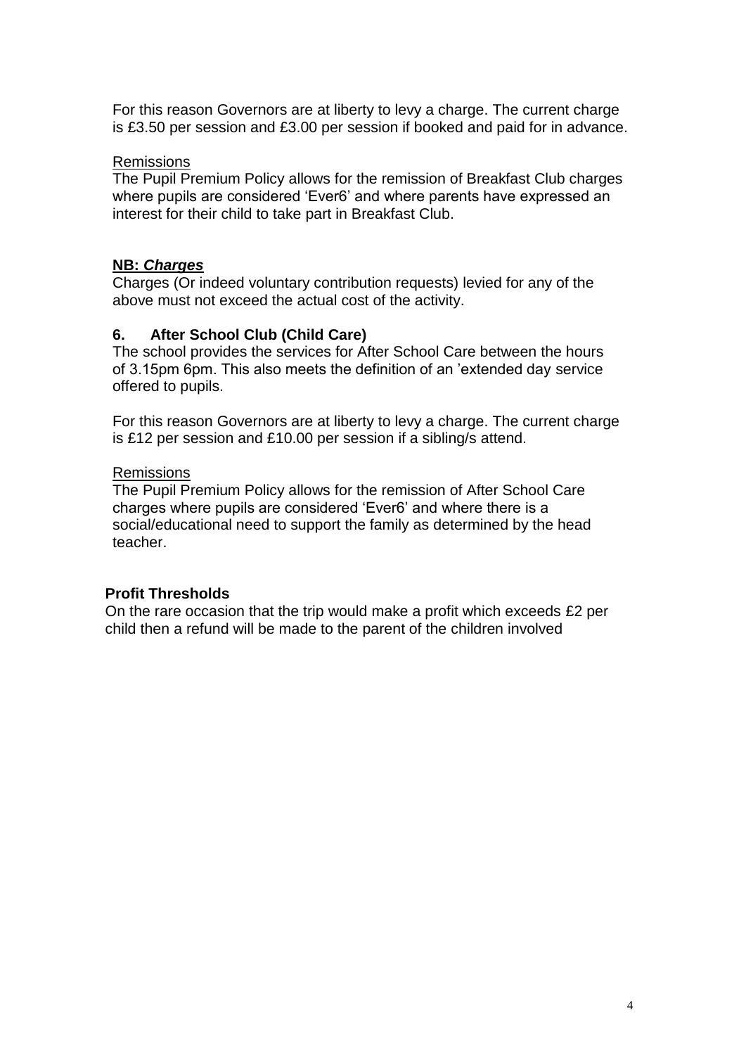For this reason Governors are at liberty to levy a charge. The current charge is £3.50 per session and £3.00 per session if booked and paid for in advance.

Remissions

The Pupil Premium Policy allows for the remission of Breakfast Club charges where pupils are considered 'Ever6' and where parents have expressed an interest for their child to take part in Breakfast Club.

**NB: *Charges***

Charges (Or indeed voluntary contribution requests) levied for any of the above must not exceed the actual cost of the activity.

### 6. After School Club (Child Care)

The school provides the services for After School Care between the hours of 3.15pm 6pm. This also meets the definition of an 'extended day service offered to pupils.

For this reason Governors are at liberty to levy a charge. The current charge is £12 per session and £10.00 per session if a sibling/s attend.

Remissions

The Pupil Premium Policy allows for the remission of After School Care charges where pupils are considered 'Ever6' and where there is a social/educational need to support the family as determined by the head teacher.

### Profit Thresholds

On the rare occasion that the trip would make a profit which exceeds £2 per child then a refund will be made to the parent of the children involved